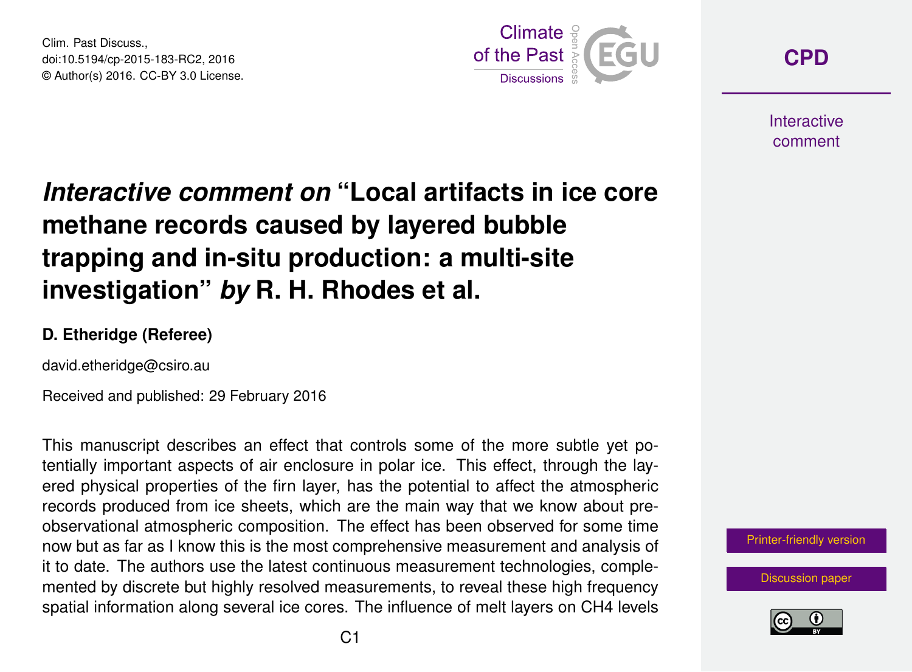# *Interactive comment on* "Local artifacts in ice core methane records caused by layered bubble trapping and in-situ production: a multi-site investigation" *by* R. H. Rhodes et al.

**D. Etheridge (Referee)**

david.etheridge@csiro.au

Received and published: 29 February 2016

This manuscript describes an effect that controls some of the more subtle yet potentially important aspects of air enclosure in polar ice. This effect, through the layered physical properties of the firn layer, has the potential to affect the atmospheric records produced from ice sheets, which are the main way that we know about pre-observational atmospheric composition. The effect has been observed for some time now but as far as I know this is the most comprehensive measurement and analysis of it to date. The authors use the latest continuous measurement technologies, complemented by discrete but highly resolved measurements, to reveal these high frequency spatial information along several ice cores. The influence of melt layers on $CH_4$ levels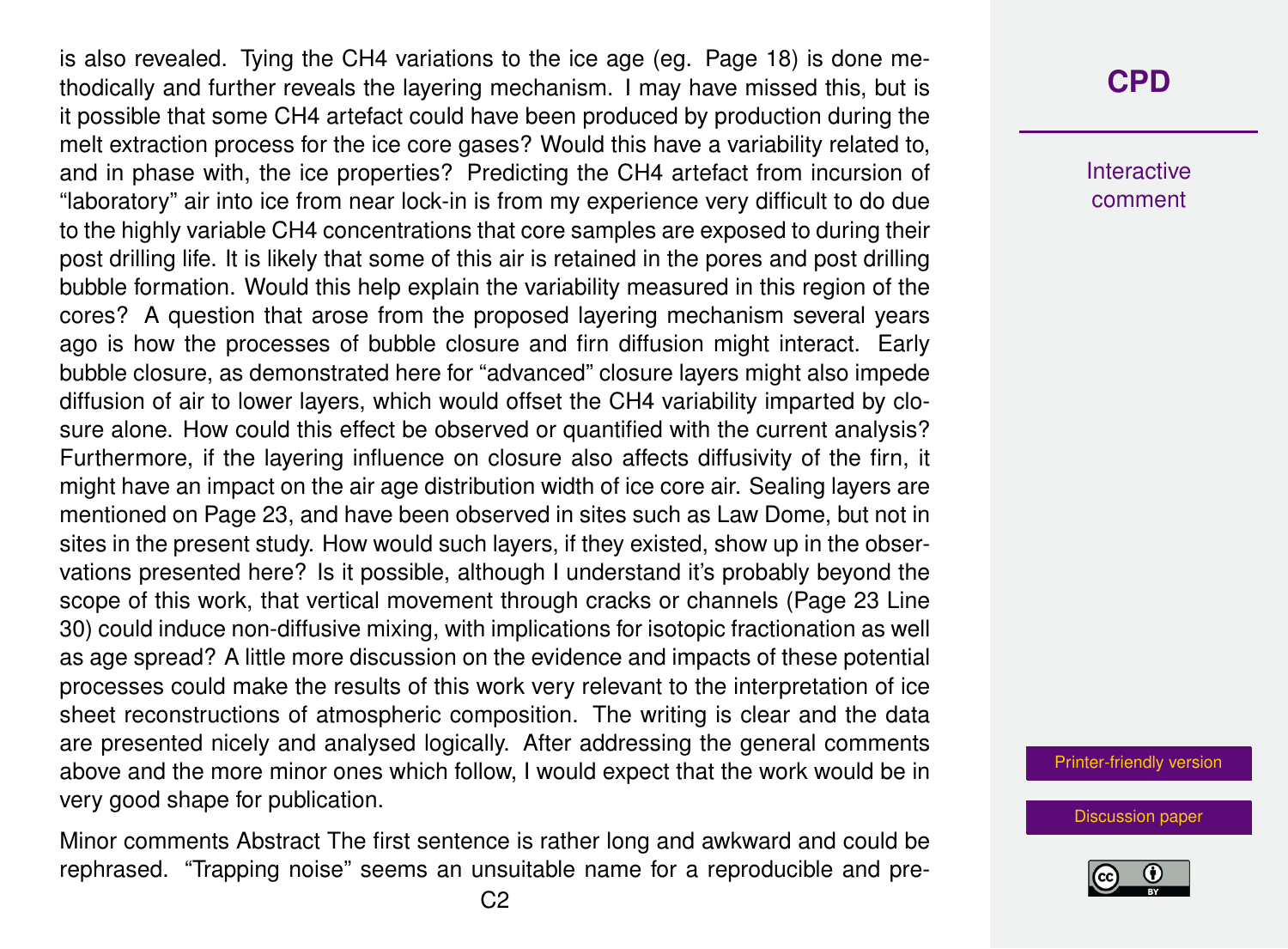is also revealed. Tying the $CH_4$ variations to the ice age (eg. Page 18) is done methodically and further reveals the layering mechanism. I may have missed this, but is it possible that some $CH_4$ artefact could have been produced by production during the melt extraction process for the ice core gases? Would this have a variability related to, and in phase with, the ice properties? Predicting the $CH_4$ artefact from incursion of "laboratory" air into ice from near lock-in is from my experience very difficult to do due to the highly variable $CH_4$ concentrations that core samples are exposed to during their post drilling life. It is likely that some of this air is retained in the pores and post drilling bubble formation. Would this help explain the variability measured in this region of the cores? A question that arose from the proposed layering mechanism several years ago is how the processes of bubble closure and firn diffusion might interact. Early bubble closure, as demonstrated here for "advanced" closure layers might also impede diffusion of air to lower layers, which would offset the $CH_4$ variability imparted by closure alone. How could this effect be observed or quantified with the current analysis? Furthermore, if the layering influence on closure also affects diffusivity of the firn, it might have an impact on the air age distribution width of ice core air. Sealing layers are mentioned on Page 23, and have been observed in sites such as Law Dome, but not in sites in the present study. How would such layers, if they existed, show up in the observations presented here? Is it possible, although I understand it's probably beyond the scope of this work, that vertical movement through cracks or channels (Page 23 Line 30) could induce non-diffusive mixing, with implications for isotopic fractionation as well as age spread? A little more discussion on the evidence and impacts of these potential processes could make the results of this work very relevant to the interpretation of ice sheet reconstructions of atmospheric composition. The writing is clear and the data are presented nicely and analysed logically. After addressing the general comments above and the more minor ones which follow, I would expect that the work would be in very good shape for publication.

Minor comments Abstract The first sentence is rather long and awkward and could be rephrased. "Trapping noise" seems an unsuitable name for a reproducible and pre-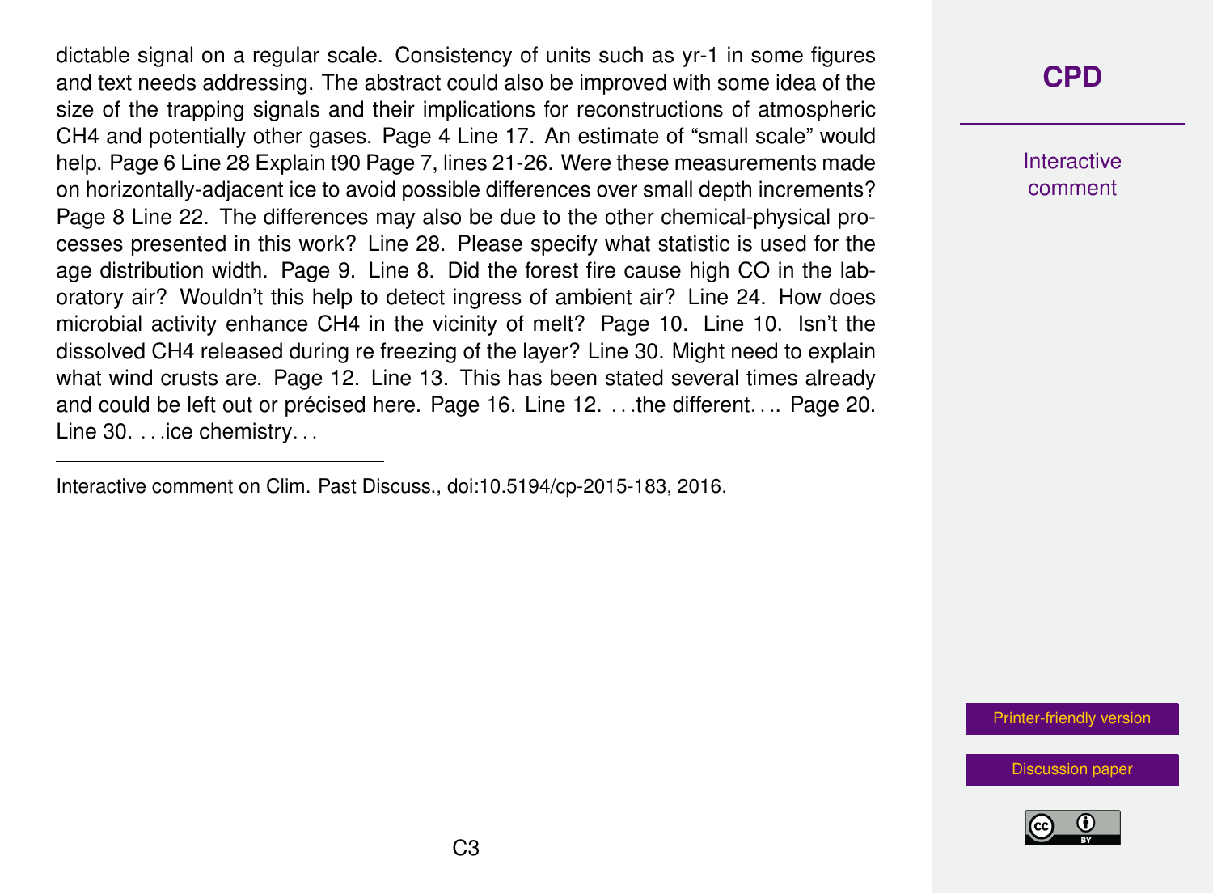dictable signal on a regular scale. Consistency of units such as $yr^{-1}$ in some figures and text needs addressing. The abstract could also be improved with some idea of the size of the trapping signals and their implications for reconstructions of atmospheric $CH_4$ and potentially other gases. Page 4 Line 17. An estimate of "small scale" would help. Page 6 Line 28 Explain t90 Page 7, lines 21-26. Were these measurements made on horizontally-adjacent ice to avoid possible differences over small depth increments? Page 8 Line 22. The differences may also be due to the other chemical-physical processes presented in this work? Line 28. Please specify what statistic is used for the age distribution width. Page 9. Line 8. Did the forest fire cause high CO in the laboratory air? Wouldn't this help to detect ingress of ambient air? Line 24. How does microbial activity enhance $CH_4$ in the vicinity of melt? Page 10. Line 10. Isn't the dissolved $CH_4$ released during re freezing of the layer? Line 30. Might need to explain what wind crusts are. Page 12. Line 13. This has been stated several times already and could be left out or précised here. Page 16. Line 12. . . .the different. . .. Page 20. Line 30. . . .ice chemistry. . .

---

Interactive comment on Clim. Past Discuss., doi:10.5194/cp-2015-183, 2016.